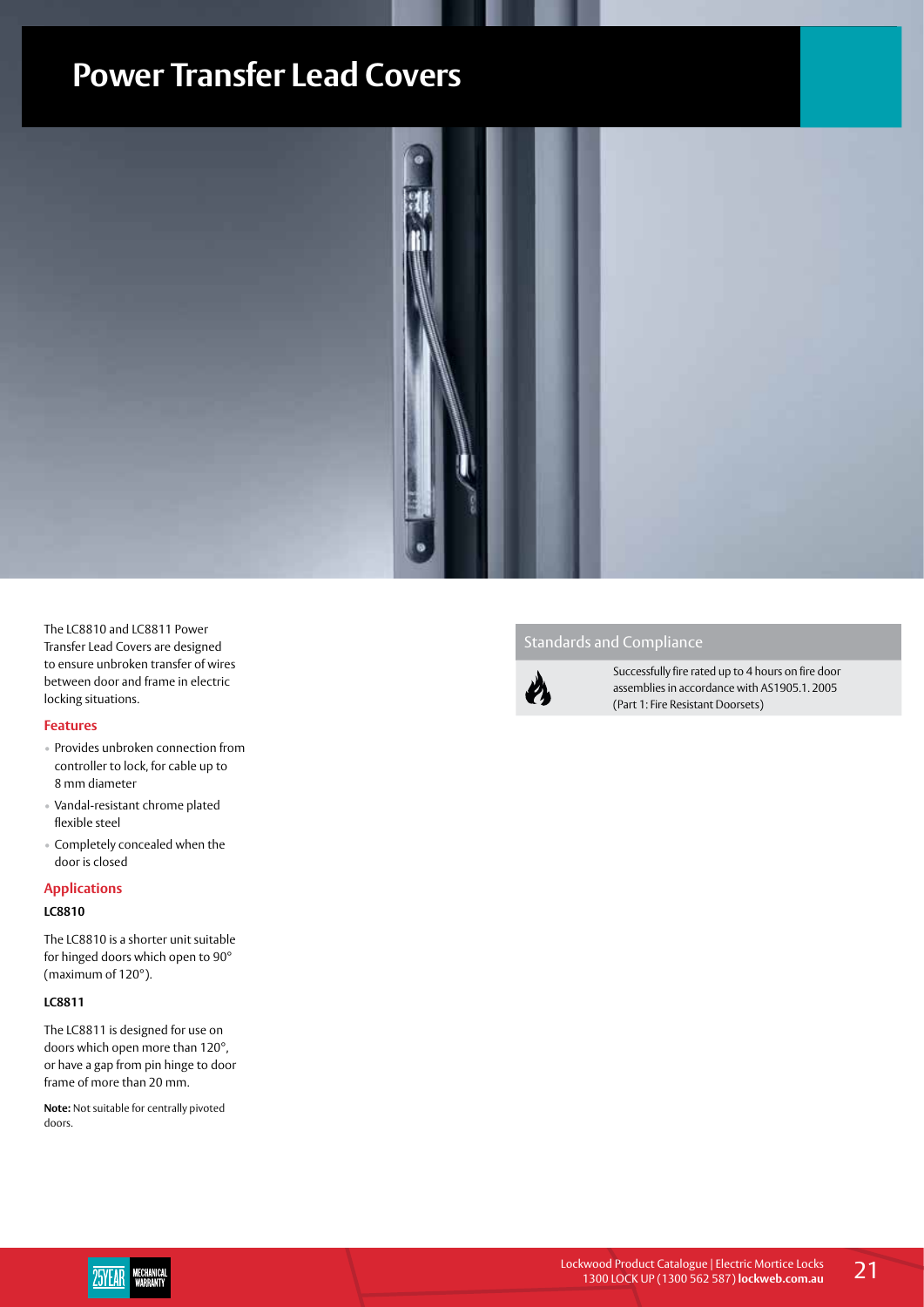# Power Transfer Lead Covers

The LC8810 and LC8811 Power Transfer Lead Covers are designed to ensure unbroken transfer of wires between door and frame in electric locking situations.

## Features

- Provides unbroken connection from controller to lock, for cable up to 8 mm diameter
- Vandal-resistant chrome plated flexible steel
- Completely concealed when the door is closed

## Applications

**LC8810**

The LC8810 is a shorter unit suitable for hinged doors which open to 90° (maximum of 120°).

**LC8811**

The LC8811 is designed for use on doors which open more than 120°, or have a gap from pin hinge to door frame of more than 20 mm.

**Note:** Not suitable for centrally pivoted doors.

## Standards and Compliance

Successfully fire rated up to 4 hours on fire door assemblies in accordance with AS1905.1. 2005 (Part 1: Fire Resistant Doorsets)

25YEAR MECHANICAL WARRANTY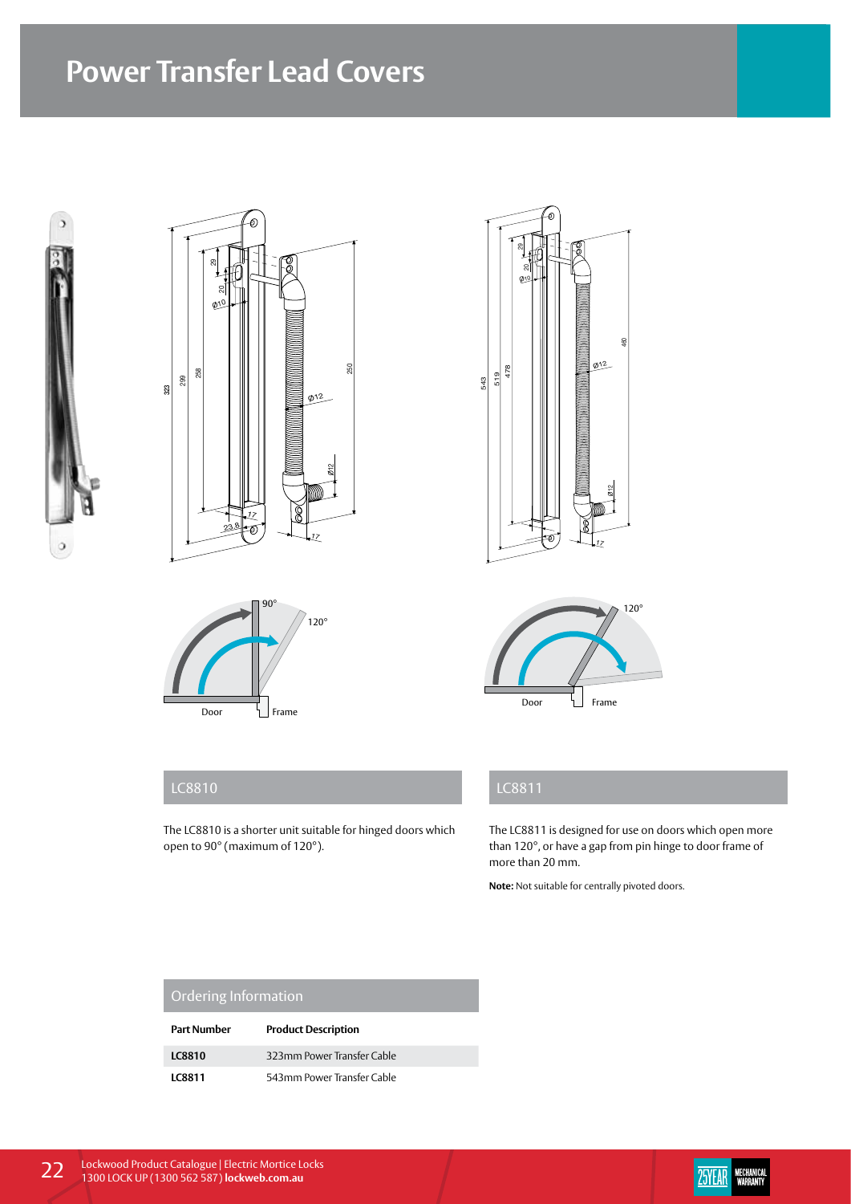# Power Transfer Lead Covers

323
299
258
29
20
Ø10
250
Ø12
Ø12
17
23.8
17

543
519
478
29
20
Ø10
460
Ø12
Ø12
17

90°
120°
Door
Frame

120°
Door
Frame

## LC8810

The LC8810 is a shorter unit suitable for hinged doors which open to 90° (maximum of 120°).

## LC8811

The LC8811 is designed for use on doors which open more than 120°, or have a gap from pin hinge to door frame of more than 20 mm.

**Note:** Not suitable for centrally pivoted doors.

## Ordering Information

| Part Number | Product Description |
| --- | --- |
| **LC8810** | 323mm Power Transfer Cable |
| **LC8811** | 543mm Power Transfer Cable |